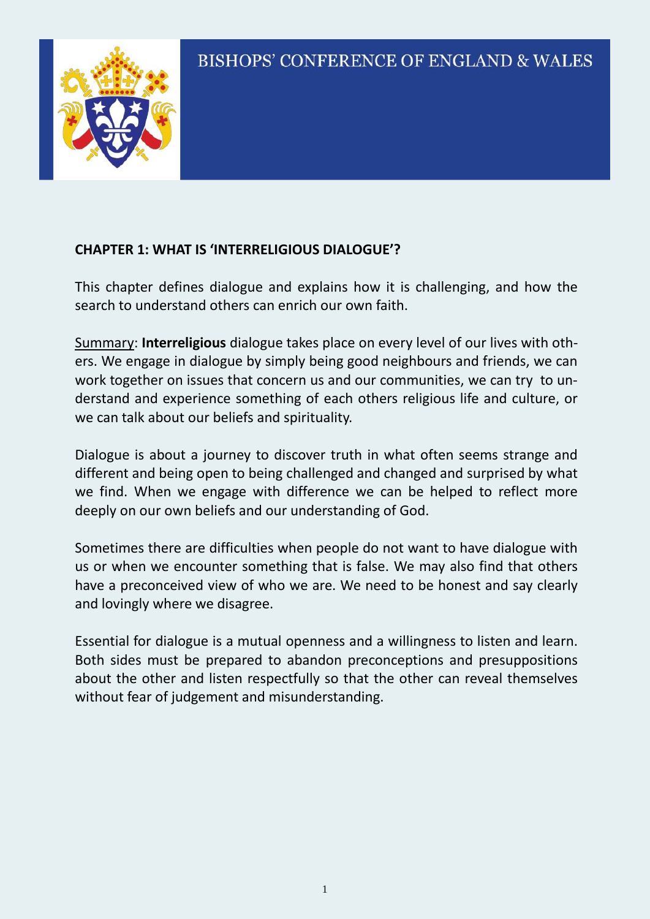BISHOPS' CONFERENCE OF ENGLAND & WALES

## CHAPTER 1: WHAT IS 'INTERRELIGIOUS DIALOGUE'?

This chapter defines dialogue and explains how it is challenging, and how the search to understand others can enrich our own faith.

Summary: **Interreligious** dialogue takes place on every level of our lives with others. We engage in dialogue by simply being good neighbours and friends, we can work together on issues that concern us and our communities, we can try to understand and experience something of each others religious life and culture, or we can talk about our beliefs and spirituality.

Dialogue is about a journey to discover truth in what often seems strange and different and being open to being challenged and changed and surprised by what we find. When we engage with difference we can be helped to reflect more deeply on our own beliefs and our understanding of God.

Sometimes there are difficulties when people do not want to have dialogue with us or when we encounter something that is false. We may also find that others have a preconceived view of who we are. We need to be honest and say clearly and lovingly where we disagree.

Essential for dialogue is a mutual openness and a willingness to listen and learn. Both sides must be prepared to abandon preconceptions and presuppositions about the other and listen respectfully so that the other can reveal themselves without fear of judgement and misunderstanding.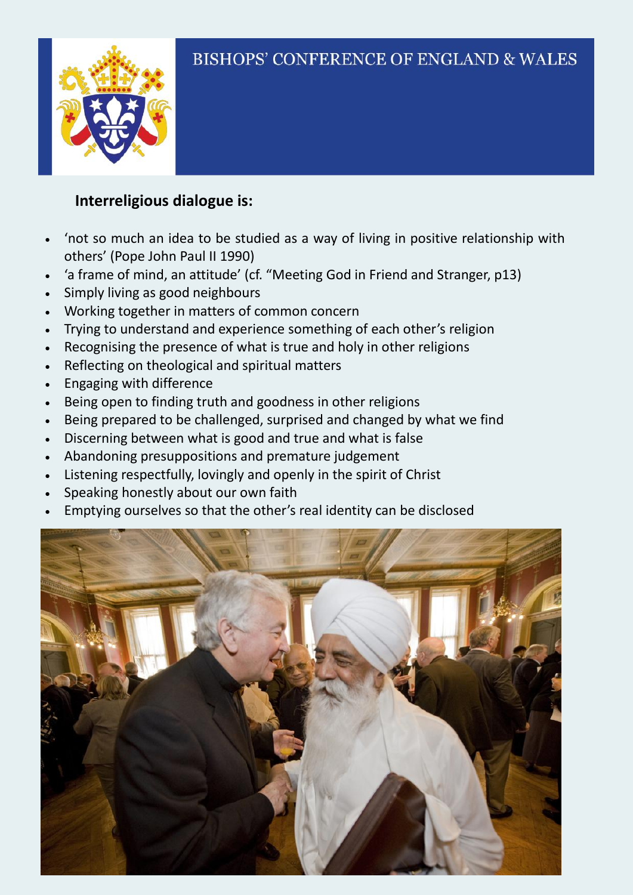BISHOPS' CONFERENCE OF ENGLAND & WALES

**Interreligious dialogue is:**

- 'not so much an idea to be studied as a way of living in positive relationship with others' (Pope John Paul II 1990)
- 'a frame of mind, an attitude' (cf. "Meeting God in Friend and Stranger, p13)
- Simply living as good neighbours
- Working together in matters of common concern
- Trying to understand and experience something of each other's religion
- Recognising the presence of what is true and holy in other religions
- Reflecting on theological and spiritual matters
- Engaging with difference
- Being open to finding truth and goodness in other religions
- Being prepared to be challenged, surprised and changed by what we find
- Discerning between what is good and true and what is false
- Abandoning presuppositions and premature judgement
- Listening respectfully, lovingly and openly in the spirit of Christ
- Speaking honestly about our own faith
- Emptying ourselves so that the other's real identity can be disclosed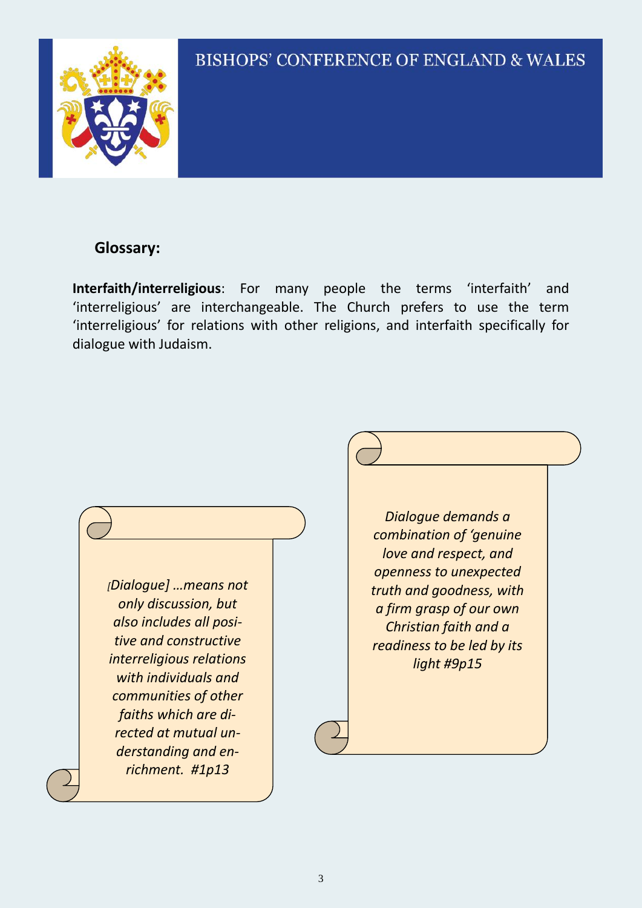BISHOPS' CONFERENCE OF ENGLAND & WALES

## Glossary:

**Interfaith/interreligious**: For many people the terms 'interfaith' and 'interreligious' are interchangeable. The Church prefers to use the term 'interreligious' for relations with other religions, and interfaith specifically for dialogue with Judaism.

*[Dialogue] …means not only discussion, but also includes all positive and constructive interreligious relations with individuals and communities of other faiths which are directed at mutual understanding and enrichment. #1p13*

*Dialogue demands a combination of 'genuine love and respect, and openness to unexpected truth and goodness, with a firm grasp of our own Christian faith and a readiness to be led by its light #9p15*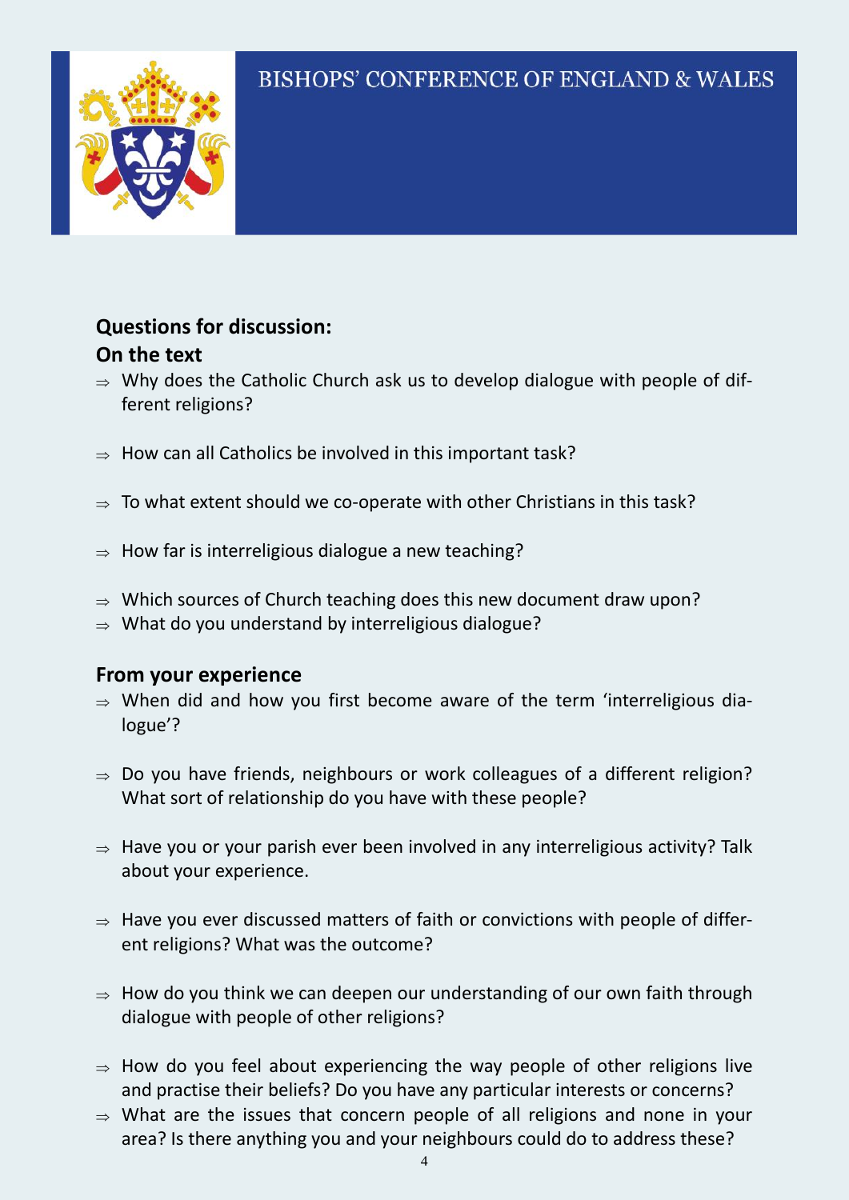**Questions for discussion:**

**On the text**

- Why does the Catholic Church ask us to develop dialogue with people of different religions?
- How can all Catholics be involved in this important task?
- To what extent should we co-operate with other Christians in this task?
- How far is interreligious dialogue a new teaching?
- Which sources of Church teaching does this new document draw upon?
- What do you understand by interreligious dialogue?

**From your experience**

- When did and how you first become aware of the term 'interreligious dialogue'?
- Do you have friends, neighbours or work colleagues of a different religion? What sort of relationship do you have with these people?
- Have you or your parish ever been involved in any interreligious activity? Talk about your experience.
- Have you ever discussed matters of faith or convictions with people of different religions? What was the outcome?
- How do you think we can deepen our understanding of our own faith through dialogue with people of other religions?
- How do you feel about experiencing the way people of other religions live and practise their beliefs? Do you have any particular interests or concerns?
- What are the issues that concern people of all religions and none in your area? Is there anything you and your neighbours could do to address these?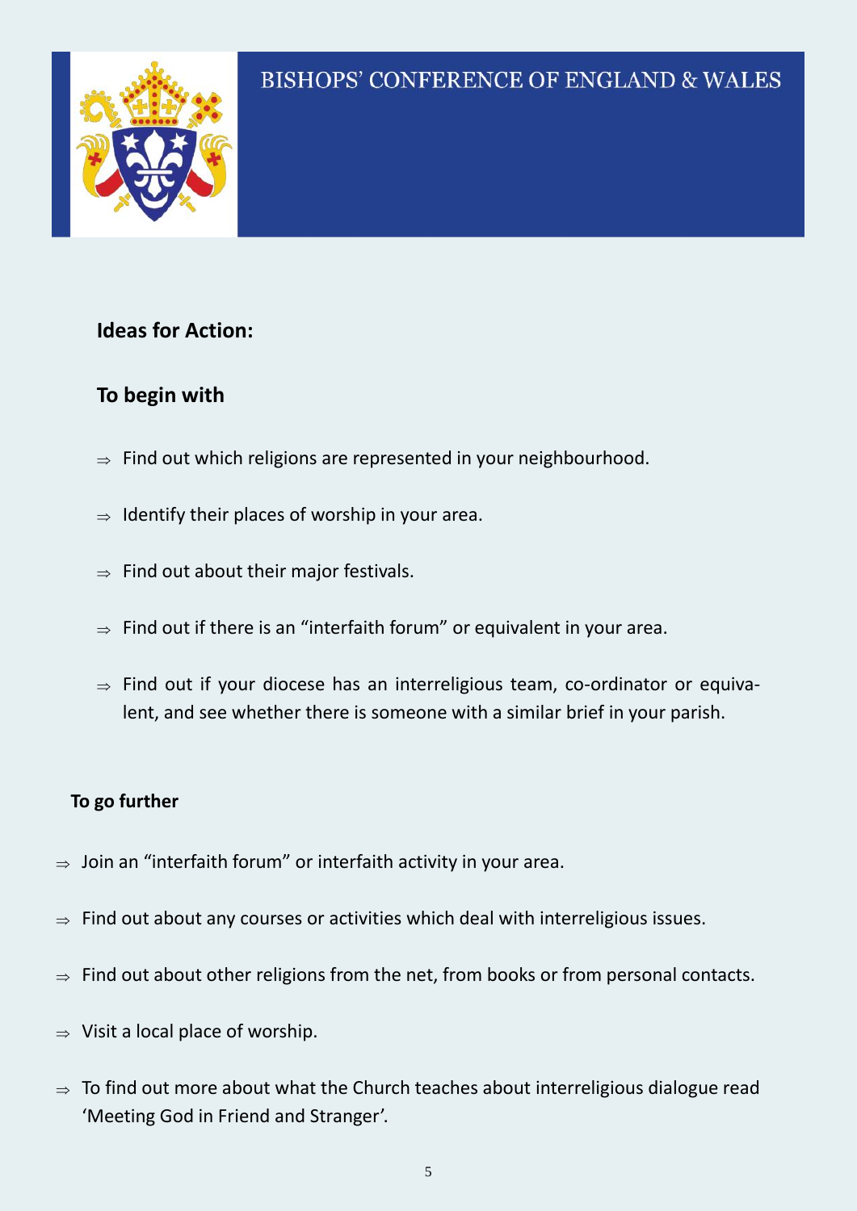BISHOPS' CONFERENCE OF ENGLAND & WALES

## Ideas for Action:

### To begin with

- ⇒ Find out which religions are represented in your neighbourhood.
- ⇒ Identify their places of worship in your area.
- ⇒ Find out about their major festivals.
- ⇒ Find out if there is an "interfaith forum" or equivalent in your area.
- ⇒ Find out if your diocese has an interreligious team, co-ordinator or equivalent, and see whether there is someone with a similar brief in your parish.

### To go further

- ⇒ Join an "interfaith forum" or interfaith activity in your area.
- ⇒ Find out about any courses or activities which deal with interreligious issues.
- ⇒ Find out about other religions from the net, from books or from personal contacts.
- ⇒ Visit a local place of worship.
- ⇒ To find out more about what the Church teaches about interreligious dialogue read 'Meeting God in Friend and Stranger'.